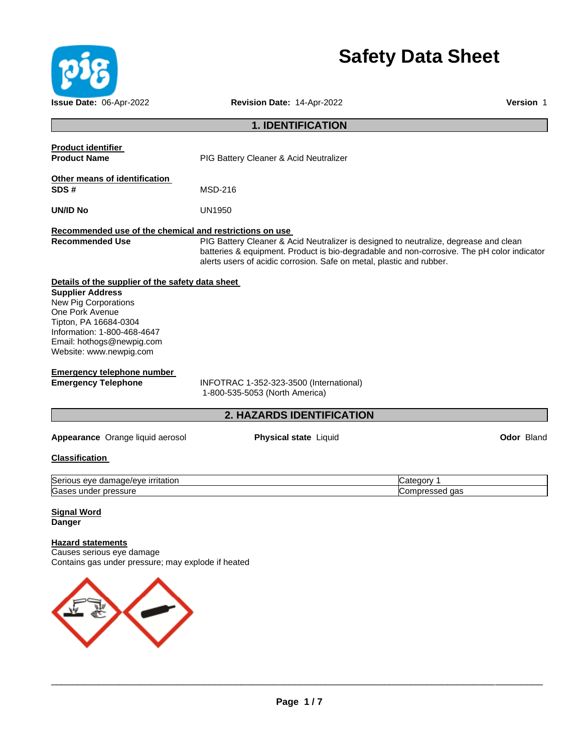# Safety Data Sheet

**Issue Date:** 06-Apr-2022 **Revision Date:** 14-Apr-2022 **Version** 1

## 1. IDENTIFICATION

**Product identifier**

**Product Name** PIG Battery Cleaner & Acid Neutralizer

**Other means of identification**

**SDS #** MSD-216

**UN/ID No** UN1950

**Recommended use of the chemical and restrictions on use**

**Recommended Use** PIG Battery Cleaner & Acid Neutralizer is designed to neutralize, degrease and clean batteries & equipment. Product is bio-degradable and non-corrosive. The pH color indicator alerts users of acidic corrosion. Safe on metal, plastic and rubber.

**Details of the supplier of the safety data sheet**

**Supplier Address**
New Pig Corporations
One Pork Avenue
Tipton, PA 16684-0304
Information: 1-800-468-4647
Email: hothogs@newpig.com
Website: www.newpig.com

**Emergency telephone number**

**Emergency Telephone** INFOTRAC 1-352-323-3500 (International)
1-800-535-5053 (North America)

## 2. HAZARDS IDENTIFICATION

**Appearance** Orange liquid aerosol **Physical state** Liquid **Odor** Bland

**Classification**

| | |
|---|---|
| Serious eye damage/eye irritation | Category 1 |
| Gases under pressure | Compressed gas |

**Signal Word**
**Danger**

**Hazard statements**
Causes serious eye damage
Contains gas under pressure; may explode if heated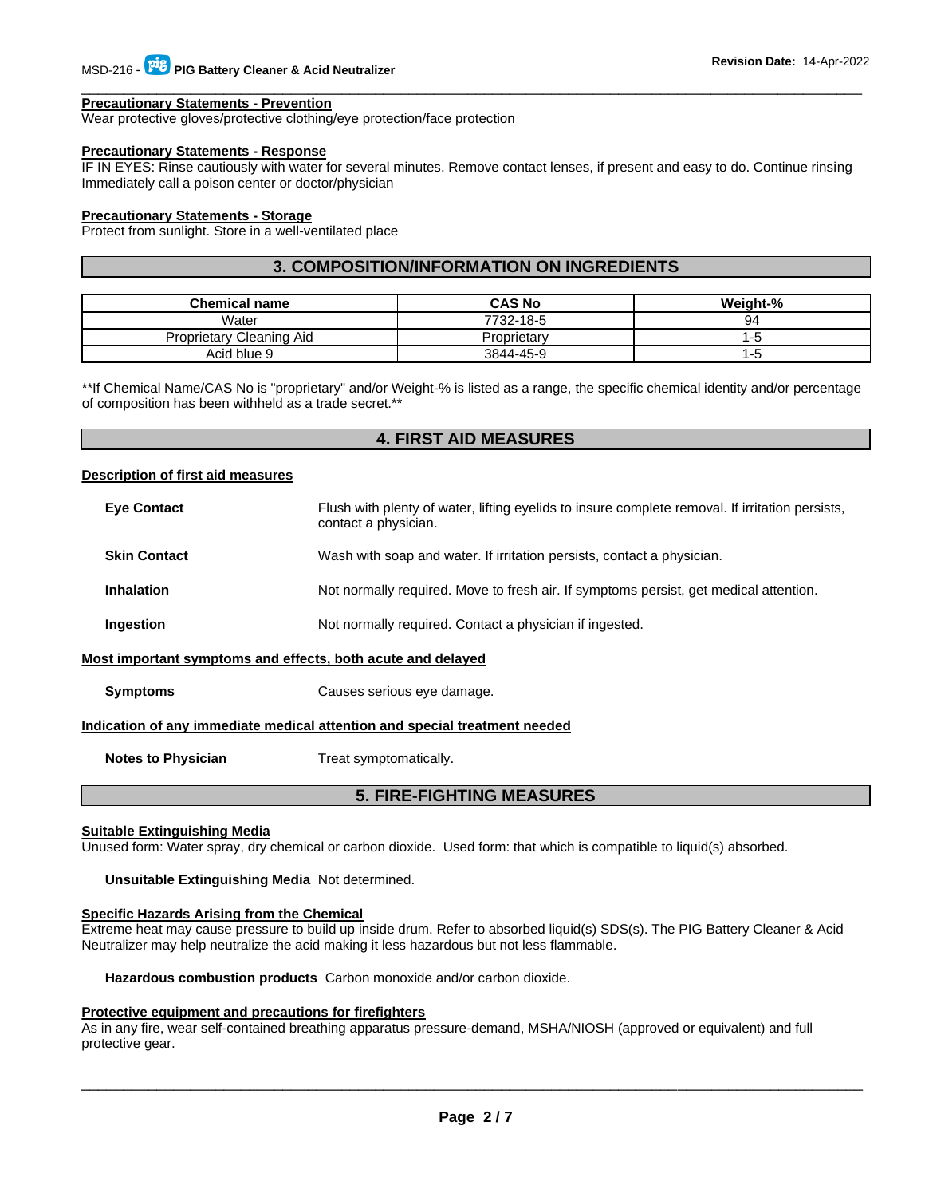**Precautionary Statements - Prevention**
Wear protective gloves/protective clothing/eye protection/face protection

**Precautionary Statements - Response**
IF IN EYES: Rinse cautiously with water for several minutes. Remove contact lenses, if present and easy to do. Continue rinsing
Immediately call a poison center or doctor/physician

**Precautionary Statements - Storage**
Protect from sunlight. Store in a well-ventilated place

## 3. COMPOSITION/INFORMATION ON INGREDIENTS

| Chemical name | CAS No | Weight-% |
|---|---|---|
| Water | 7732-18-5 | 94 |
| Proprietary Cleaning Aid | Proprietary | 1-5 |
| Acid blue 9 | 3844-45-9 | 1-5 |

**If Chemical Name/CAS No is "proprietary" and/or Weight-% is listed as a range, the specific chemical identity and/or percentage of composition has been withheld as a trade secret.**

## 4. FIRST AID MEASURES

**Description of first aid measures**

**Eye Contact** Flush with plenty of water, lifting eyelids to insure complete removal. If irritation persists, contact a physician.

**Skin Contact** Wash with soap and water. If irritation persists, contact a physician.

**Inhalation** Not normally required. Move to fresh air. If symptoms persist, get medical attention.

**Ingestion** Not normally required. Contact a physician if ingested.

**Most important symptoms and effects, both acute and delayed**

**Symptoms** Causes serious eye damage.

**Indication of any immediate medical attention and special treatment needed**

**Notes to Physician** Treat symptomatically.

## 5. FIRE-FIGHTING MEASURES

**Suitable Extinguishing Media**
Unused form: Water spray, dry chemical or carbon dioxide. Used form: that which is compatible to liquid(s) absorbed.

**Unsuitable Extinguishing Media** Not determined.

**Specific Hazards Arising from the Chemical**
Extreme heat may cause pressure to build up inside drum. Refer to absorbed liquid(s) SDS(s). The PIG Battery Cleaner & Acid Neutralizer may help neutralize the acid making it less hazardous but not less flammable.

**Hazardous combustion products** Carbon monoxide and/or carbon dioxide.

**Protective equipment and precautions for firefighters**
As in any fire, wear self-contained breathing apparatus pressure-demand, MSHA/NIOSH (approved or equivalent) and full protective gear.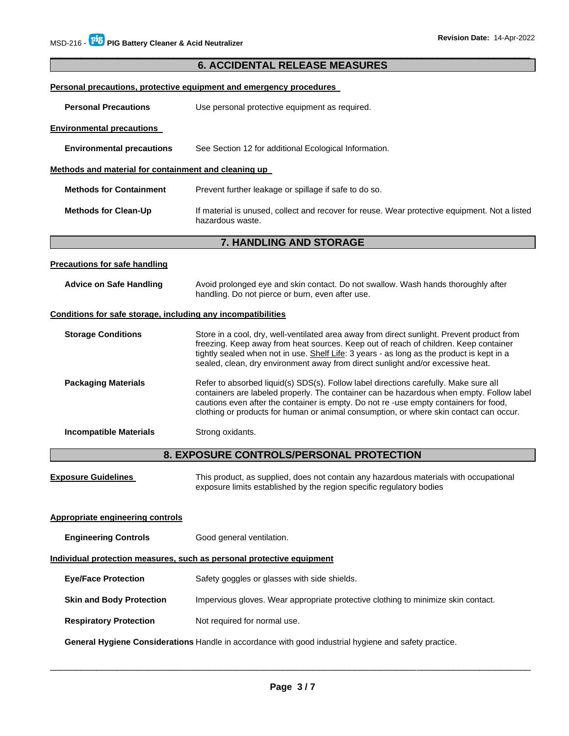## 6. ACCIDENTAL RELEASE MEASURES

### Personal precautions, protective equipment and emergency procedures

**Personal Precautions** Use personal protective equipment as required.

### Environmental precautions

**Environmental precautions** See Section 12 for additional Ecological Information.

### Methods and material for containment and cleaning up

**Methods for Containment** Prevent further leakage or spillage if safe to do so.

**Methods for Clean-Up** If material is unused, collect and recover for reuse. Wear protective equipment. Not a listed hazardous waste.

## 7. HANDLING AND STORAGE

### Precautions for safe handling

**Advice on Safe Handling** Avoid prolonged eye and skin contact. Do not swallow. Wash hands thoroughly after handling. Do not pierce or burn, even after use.

### Conditions for safe storage, including any incompatibilities

**Storage Conditions** Store in a cool, dry, well-ventilated area away from direct sunlight. Prevent product from freezing. Keep away from heat sources. Keep out of reach of children. Keep container tightly sealed when not in use. Shelf Life: 3 years - as long as the product is kept in a sealed, clean, dry environment away from direct sunlight and/or excessive heat.

**Packaging Materials** Refer to absorbed liquid(s) SDS(s). Follow label directions carefully. Make sure all containers are labeled properly. The container can be hazardous when empty. Follow label cautions even after the container is empty. Do not re -use empty containers for food, clothing or products for human or animal consumption, or where skin contact can occur.

**Incompatible Materials** Strong oxidants.

## 8. EXPOSURE CONTROLS/PERSONAL PROTECTION

**Exposure Guidelines** This product, as supplied, does not contain any hazardous materials with occupational exposure limits established by the region specific regulatory bodies

### Appropriate engineering controls

**Engineering Controls** Good general ventilation.

### Individual protection measures, such as personal protective equipment

**Eye/Face Protection** Safety goggles or glasses with side shields.

**Skin and Body Protection** Impervious gloves. Wear appropriate protective clothing to minimize skin contact.

**Respiratory Protection** Not required for normal use.

**General Hygiene Considerations** Handle in accordance with good industrial hygiene and safety practice.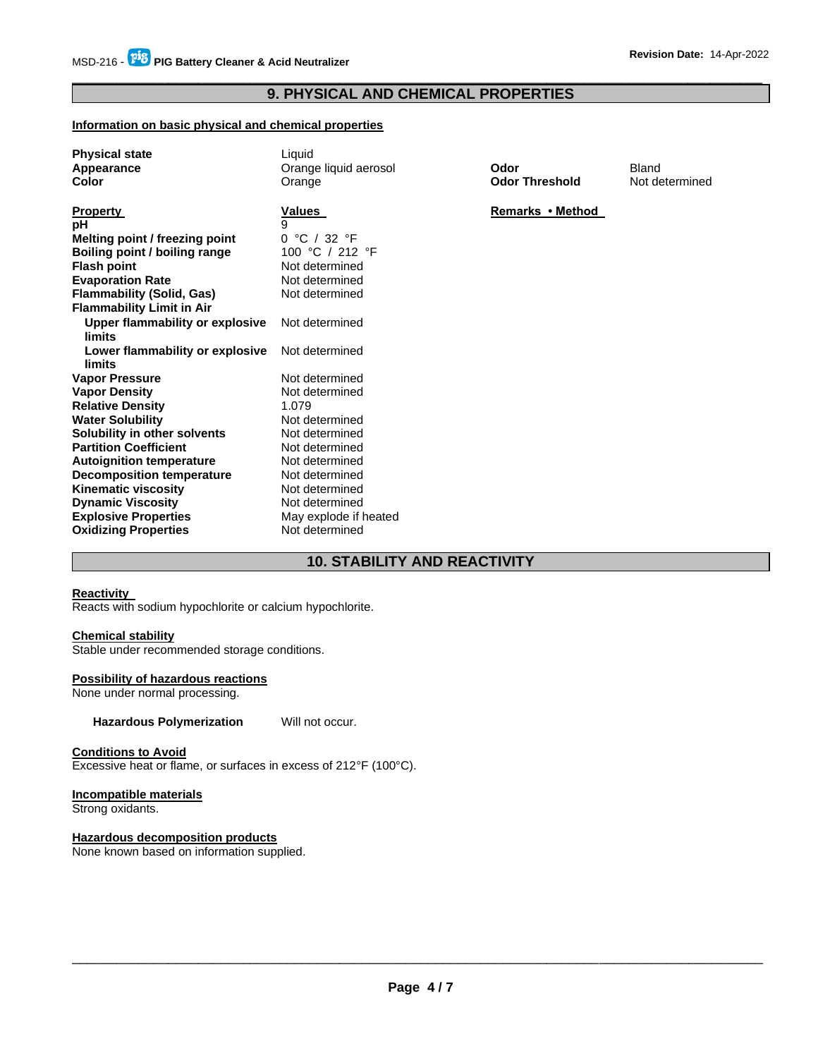## 9. PHYSICAL AND CHEMICAL PROPERTIES

### Information on basic physical and chemical properties

| | | | |
|---|---|---|---|
| **Physical state** | Liquid | | |
| **Appearance** | Orange liquid aerosol | **Odor** | Bland |
| **Color** | Orange | **Odor Threshold** | Not determined |

| **Property** | **Values** | **Remarks • Method** |
|---|---|---|
| **pH** | 9 | |
| **Melting point / freezing point** | 0 °C / 32 °F | |
| **Boiling point / boiling range** | 100 °C / 212 °F | |
| **Flash point** | Not determined | |
| **Evaporation Rate** | Not determined | |
| **Flammability (Solid, Gas)** | Not determined | |
| **Flammability Limit in Air** | | |
| **Upper flammability or explosive limits** | Not determined | |
| **Lower flammability or explosive limits** | Not determined | |
| **Vapor Pressure** | Not determined | |
| **Vapor Density** | Not determined | |
| **Relative Density** | 1.079 | |
| **Water Solubility** | Not determined | |
| **Solubility in other solvents** | Not determined | |
| **Partition Coefficient** | Not determined | |
| **Autoignition temperature** | Not determined | |
| **Decomposition temperature** | Not determined | |
| **Kinematic viscosity** | Not determined | |
| **Dynamic Viscosity** | Not determined | |
| **Explosive Properties** | May explode if heated | |
| **Oxidizing Properties** | Not determined | |

## 10. STABILITY AND REACTIVITY

**Reactivity**
Reacts with sodium hypochlorite or calcium hypochlorite.

**Chemical stability**
Stable under recommended storage conditions.

**Possibility of hazardous reactions**
None under normal processing.

**Hazardous Polymerization** Will not occur.

**Conditions to Avoid**
Excessive heat or flame, or surfaces in excess of 212°F (100°C).

**Incompatible materials**
Strong oxidants.

**Hazardous decomposition products**
None known based on information supplied.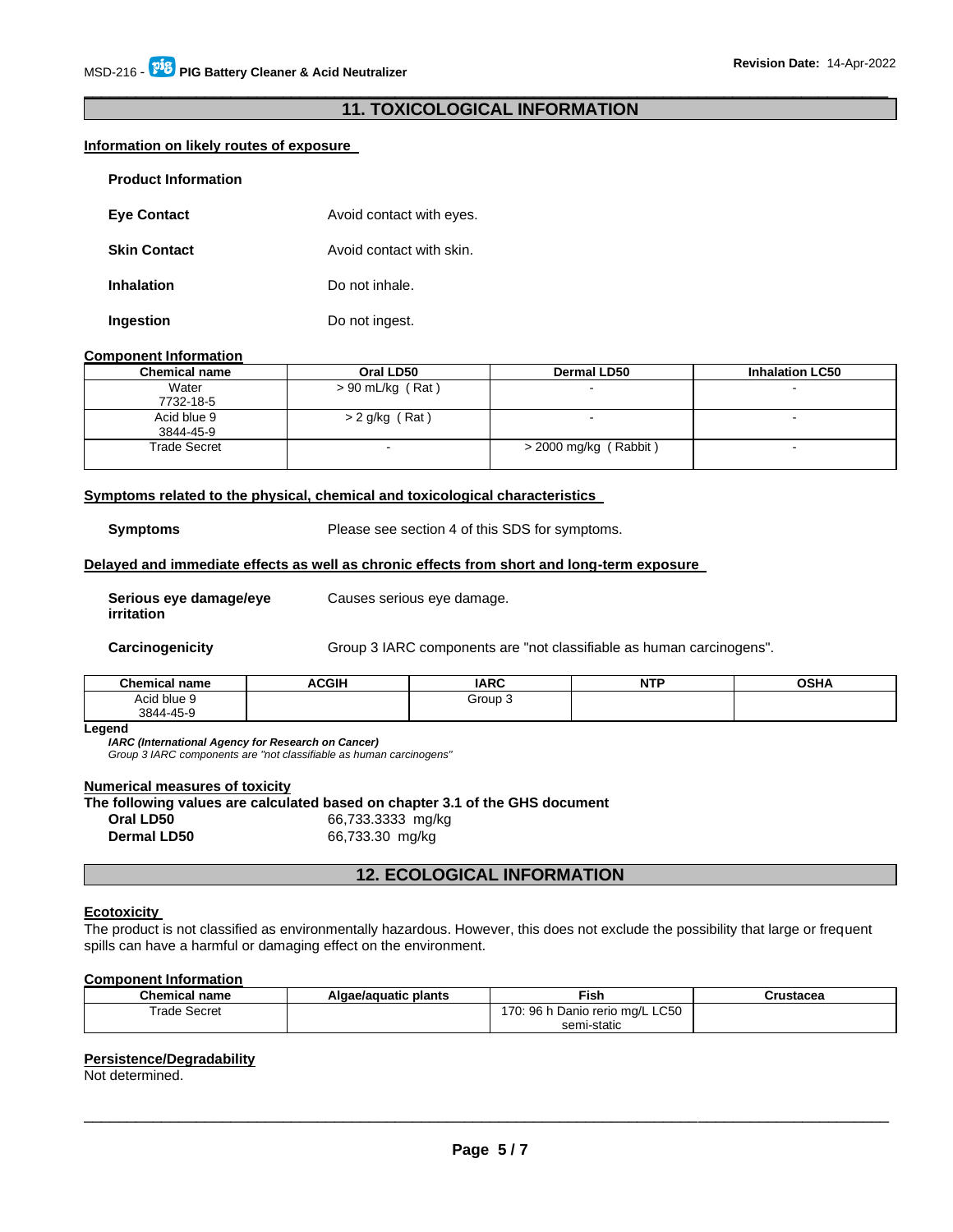## 11. TOXICOLOGICAL INFORMATION

**Information on likely routes of exposure**

**Product Information**

**Eye Contact** Avoid contact with eyes.

**Skin Contact** Avoid contact with skin.

**Inhalation** Do not inhale.

**Ingestion** Do not ingest.

**Component Information**

| Chemical name | Oral LD50 | Dermal LD50 | Inhalation LC50 |
|---|---|---|---|
| Water<br>7732-18-5 | > 90 mL/kg ( Rat ) | - | - |
| Acid blue 9<br>3844-45-9 | > 2 g/kg ( Rat ) | - | - |
| Trade Secret | - | > 2000 mg/kg ( Rabbit ) | - |

**Symptoms related to the physical, chemical and toxicological characteristics**

**Symptoms** Please see section 4 of this SDS for symptoms.

**Delayed and immediate effects as well as chronic effects from short and long-term exposure**

**Serious eye damage/eye irritation** Causes serious eye damage.

**Carcinogenicity** Group 3 IARC components are "not classifiable as human carcinogens".

| Chemical name | ACGIH | IARC | NTP | OSHA |
|---|---|---|---|---|
| Acid blue 9<br>3844-45-9 | | Group 3 | | |

**Legend**

***IARC (International Agency for Research on Cancer)***

*Group 3 IARC components are "not classifiable as human carcinogens"*

**Numerical measures of toxicity**

**The following values are calculated based on chapter 3.1 of the GHS document**

**Oral LD50** 66,733.3333 mg/kg

**Dermal LD50** 66,733.30 mg/kg

## 12. ECOLOGICAL INFORMATION

**Ecotoxicity**

The product is not classified as environmentally hazardous. However, this does not exclude the possibility that large or frequent spills can have a harmful or damaging effect on the environment.

**Component Information**

| Chemical name | Algae/aquatic plants | Fish | Crustacea |
|---|---|---|---|
| Trade Secret | | 170: 96 h Danio rerio mg/L LC50 semi-static | |

**Persistence/Degradability**

Not determined.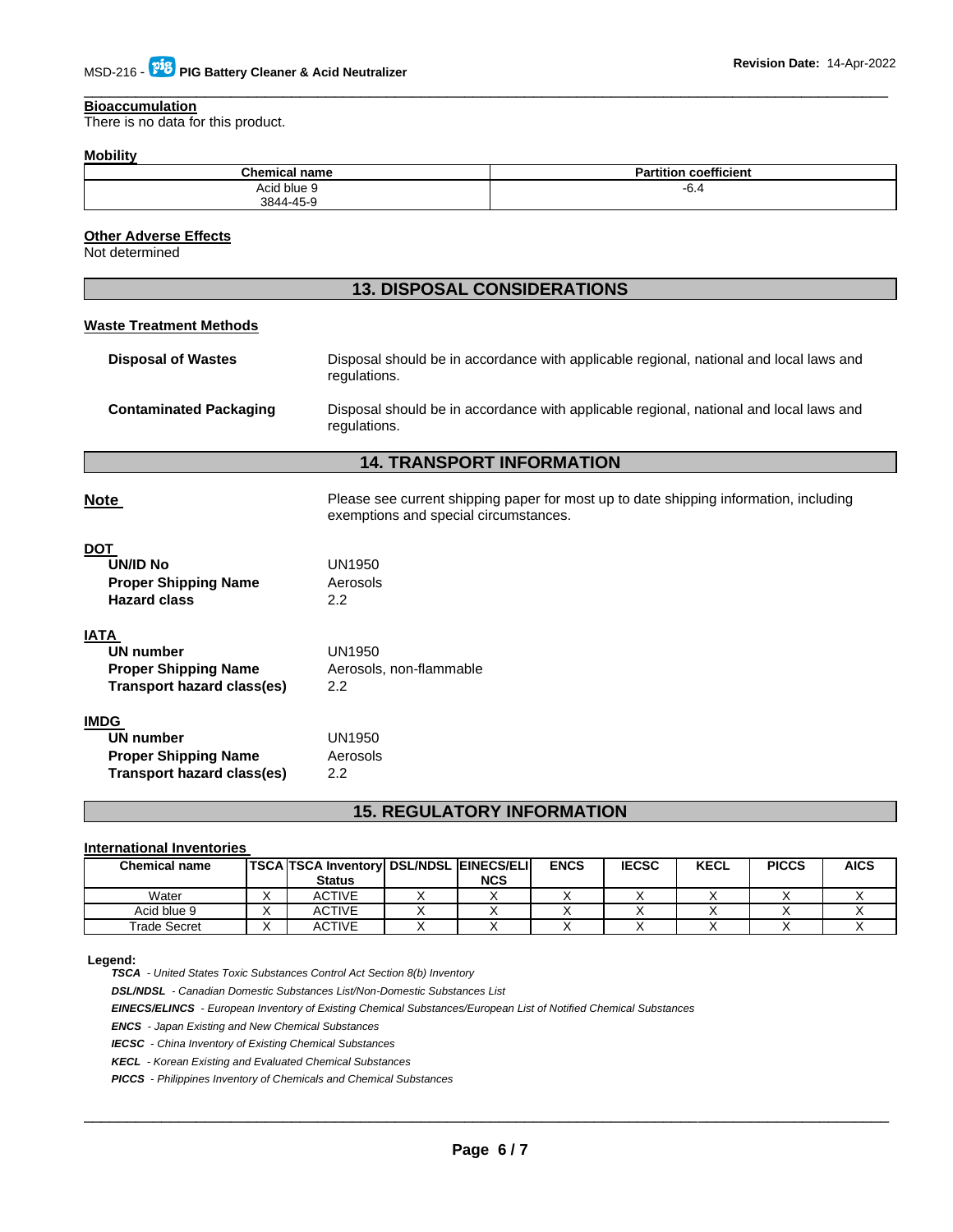**Bioaccumulation**
There is no data for this product.

**Mobility**

| Chemical name | Partition coefficient |
|---|---|
| Acid blue 9<br>3844-45-9 | -6.4 |

**Other Adverse Effects**
Not determined

## 13. DISPOSAL CONSIDERATIONS

**Waste Treatment Methods**

**Disposal of Wastes** — Disposal should be in accordance with applicable regional, national and local laws and regulations.

**Contaminated Packaging** — Disposal should be in accordance with applicable regional, national and local laws and regulations.

## 14. TRANSPORT INFORMATION

**Note** — Please see current shipping paper for most up to date shipping information, including exemptions and special circumstances.

**DOT**
**UN/ID No** UN1950
**Proper Shipping Name** Aerosols
**Hazard class** 2.2

**IATA**
**UN number** UN1950
**Proper Shipping Name** Aerosols, non-flammable
**Transport hazard class(es)** 2.2

**IMDG**
**UN number** UN1950
**Proper Shipping Name** Aerosols
**Transport hazard class(es)** 2.2

## 15. REGULATORY INFORMATION

**International Inventories**

| Chemical name | TSCA | TSCA Inventory Status | DSL/NDSL | EINECS/ELINCS | ENCS | IECSC | KECL | PICCS | AICS |
|---|---|---|---|---|---|---|---|---|---|
| Water | X | ACTIVE | X | X | X | X | X | X | X |
| Acid blue 9 | X | ACTIVE | X | X | X | X | X | X | X |
| Trade Secret | X | ACTIVE | X | X | X | X | X | X | X |

**Legend:**

***TSCA*** *- United States Toxic Substances Control Act Section 8(b) Inventory*
***DSL/NDSL*** *- Canadian Domestic Substances List/Non-Domestic Substances List*
***EINECS/ELINCS*** *- European Inventory of Existing Chemical Substances/European List of Notified Chemical Substances*
***ENCS*** *- Japan Existing and New Chemical Substances*
***IECSC*** *- China Inventory of Existing Chemical Substances*
***KECL*** *- Korean Existing and Evaluated Chemical Substances*
***PICCS*** *- Philippines Inventory of Chemicals and Chemical Substances*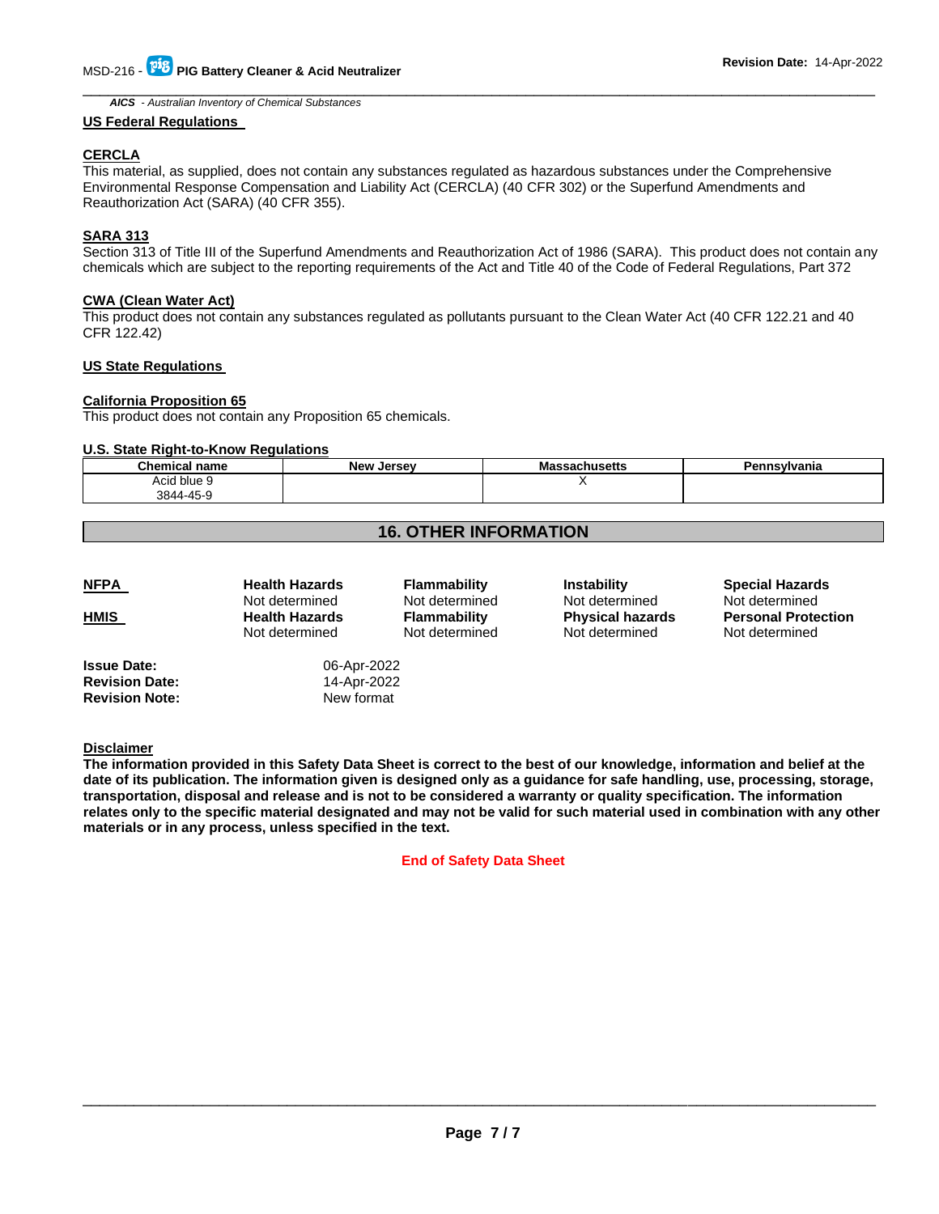***AICS*** *- Australian Inventory of Chemical Substances*

**US Federal Regulations**

**CERCLA**

This material, as supplied, does not contain any substances regulated as hazardous substances under the Comprehensive Environmental Response Compensation and Liability Act (CERCLA) (40 CFR 302) or the Superfund Amendments and Reauthorization Act (SARA) (40 CFR 355).

**SARA 313**

Section 313 of Title III of the Superfund Amendments and Reauthorization Act of 1986 (SARA). This product does not contain any chemicals which are subject to the reporting requirements of the Act and Title 40 of the Code of Federal Regulations, Part 372

**CWA (Clean Water Act)**

This product does not contain any substances regulated as pollutants pursuant to the Clean Water Act (40 CFR 122.21 and 40 CFR 122.42)

**US State Regulations**

**California Proposition 65**

This product does not contain any Proposition 65 chemicals.

**U.S. State Right-to-Know Regulations**

| Chemical name | New Jersey | Massachusetts | Pennsylvania |
|---|---|---|---|
| Acid blue 9 3844-45-9 | | X | |

## 16. OTHER INFORMATION

| | | | | |
|---|---|---|---|---|
| **NFPA** | **Health Hazards** Not determined | **Flammability** Not determined | **Instability** Not determined | **Special Hazards** Not determined |
| **HMIS** | **Health Hazards** Not determined | **Flammability** Not determined | **Physical hazards** Not determined | **Personal Protection** Not determined |

**Issue Date:** 06-Apr-2022
**Revision Date:** 14-Apr-2022
**Revision Note:** New format

**Disclaimer**

**The information provided in this Safety Data Sheet is correct to the best of our knowledge, information and belief at the date of its publication. The information given is designed only as a guidance for safe handling, use, processing, storage, transportation, disposal and release and is not to be considered a warranty or quality specification. The information relates only to the specific material designated and may not be valid for such material used in combination with any other materials or in any process, unless specified in the text.**

**End of Safety Data Sheet**